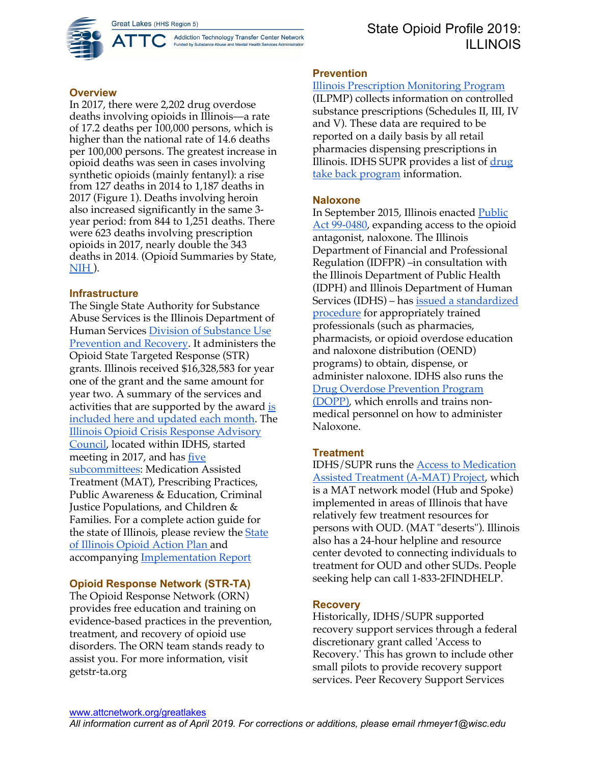# State Opioid Profile 2019: ILLINOIS

## Overview

In 2017, there were 2,202 drug overdose deaths involving opioids in Illinois—a rate of 17.2 deaths per 100,000 persons, which is higher than the national rate of 14.6 deaths per 100,000 persons. The greatest increase in opioid deaths was seen in cases involving synthetic opioids (mainly fentanyl): a rise from 127 deaths in 2014 to 1,187 deaths in 2017 (Figure 1). Deaths involving heroin also increased significantly in the same 3-year period: from 844 to 1,251 deaths. There were 623 deaths involving prescription opioids in 2017, nearly double the 343 deaths in 2014. (Opioid Summaries by State, NIH ).

## Infrastructure

The Single State Authority for Substance Abuse Services is the Illinois Department of Human Services Division of Substance Use Prevention and Recovery. It administers the Opioid State Targeted Response (STR) grants. Illinois received $16,328,583 for year one of the grant and the same amount for year two. A summary of the services and activities that are supported by the award is included here and updated each month. The Illinois Opioid Crisis Response Advisory Council, located within IDHS, started meeting in 2017, and has five subcommittees: Medication Assisted Treatment (MAT), Prescribing Practices, Public Awareness & Education, Criminal Justice Populations, and Children & Families. For a complete action guide for the state of Illinois, please review the State of Illinois Opioid Action Plan and accompanying Implementation Report

## Opioid Response Network (STR-TA)

The Opioid Response Network (ORN) provides free education and training on evidence-based practices in the prevention, treatment, and recovery of opioid use disorders. The ORN team stands ready to assist you. For more information, visit getstr-ta.org

## Prevention

Illinois Prescription Monitoring Program (ILPMP) collects information on controlled substance prescriptions (Schedules II, III, IV and V). These data are required to be reported on a daily basis by all retail pharmacies dispensing prescriptions in Illinois. IDHS SUPR provides a list of drug take back program information.

## Naloxone

In September 2015, Illinois enacted Public Act 99-0480, expanding access to the opioid antagonist, naloxone. The Illinois Department of Financial and Professional Regulation (IDFPR) –in consultation with the Illinois Department of Public Health (IDPH) and Illinois Department of Human Services (IDHS) – has issued a standardized procedure for appropriately trained professionals (such as pharmacies, pharmacists, or opioid overdose education and naloxone distribution (OEND) programs) to obtain, dispense, or administer naloxone. IDHS also runs the Drug Overdose Prevention Program (DOPP), which enrolls and trains non-medical personnel on how to administer Naloxone.

## Treatment

IDHS/SUPR runs the Access to Medication Assisted Treatment (A-MAT) Project, which is a MAT network model (Hub and Spoke) implemented in areas of Illinois that have relatively few treatment resources for persons with OUD. (MAT "deserts"). Illinois also has a 24-hour helpline and resource center devoted to connecting individuals to treatment for OUD and other SUDs. People seeking help can call 1-833-2FINDHELP.

## Recovery

Historically, IDHS/SUPR supported recovery support services through a federal discretionary grant called 'Access to Recovery.' This has grown to include other small pilots to provide recovery support services. Peer Recovery Support Services

www.attcnetwork.org/greatlakes

*All information current as of April 2019. For corrections or additions, please email rhmeyer1@wisc.edu*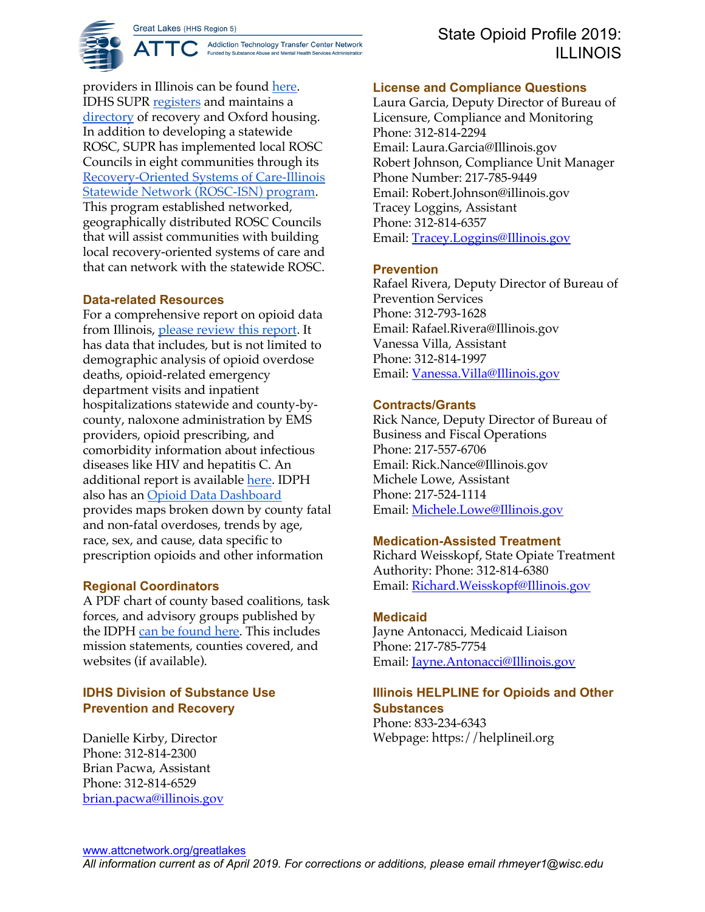providers in Illinois can be found here. IDHS SUPR registers and maintains a directory of recovery and Oxford housing. In addition to developing a statewide ROSC, SUPR has implemented local ROSC Councils in eight communities through its Recovery-Oriented Systems of Care-Illinois Statewide Network (ROSC-ISN) program. This program established networked, geographically distributed ROSC Councils that will assist communities with building local recovery-oriented systems of care and that can network with the statewide ROSC.

### Data-related Resources

For a comprehensive report on opioid data from Illinois, please review this report. It has data that includes, but is not limited to demographic analysis of opioid overdose deaths, opioid-related emergency department visits and inpatient hospitalizations statewide and county-by-county, naloxone administration by EMS providers, opioid prescribing, and comorbidity information about infectious diseases like HIV and hepatitis C. An additional report is available here. IDPH also has an Opioid Data Dashboard provides maps broken down by county fatal and non-fatal overdoses, trends by age, race, sex, and cause, data specific to prescription opioids and other information

### Regional Coordinators

A PDF chart of county based coalitions, task forces, and advisory groups published by the IDPH can be found here. This includes mission statements, counties covered, and websites (if available).

### IDHS Division of Substance Use Prevention and Recovery

Danielle Kirby, Director
Phone: 312-814-2300
Brian Pacwa, Assistant
Phone: 312-814-6529
brian.pacwa@illinois.gov

### License and Compliance Questions

Laura Garcia, Deputy Director of Bureau of Licensure, Compliance and Monitoring
Phone: 312-814-2294
Email: Laura.Garcia@Illinois.gov
Robert Johnson, Compliance Unit Manager
Phone Number: 217-785-9449
Email: Robert.Johnson@illinois.gov
Tracey Loggins, Assistant
Phone: 312-814-6357
Email: Tracey.Loggins@Illinois.gov

### Prevention

Rafael Rivera, Deputy Director of Bureau of Prevention Services
Phone: 312-793-1628
Email: Rafael.Rivera@Illinois.gov
Vanessa Villa, Assistant
Phone: 312-814-1997
Email: Vanessa.Villa@Illinois.gov

### Contracts/Grants

Rick Nance, Deputy Director of Bureau of Business and Fiscal Operations
Phone: 217-557-6706
Email: Rick.Nance@Illinois.gov
Michele Lowe, Assistant
Phone: 217-524-1114
Email: Michele.Lowe@Illinois.gov

### Medication-Assisted Treatment

Richard Weisskopf, State Opiate Treatment Authority: Phone: 312-814-6380
Email: Richard.Weisskopf@Illinois.gov

### Medicaid

Jayne Antonacci, Medicaid Liaison
Phone: 217-785-7754
Email: Jayne.Antonacci@Illinois.gov

### Illinois HELPLINE for Opioids and Other Substances

Phone: 833-234-6343
Webpage: https://helplineil.org

www.attcnetwork.org/greatlakes
*All information current as of April 2019. For corrections or additions, please email rhmeyer1@wisc.edu*